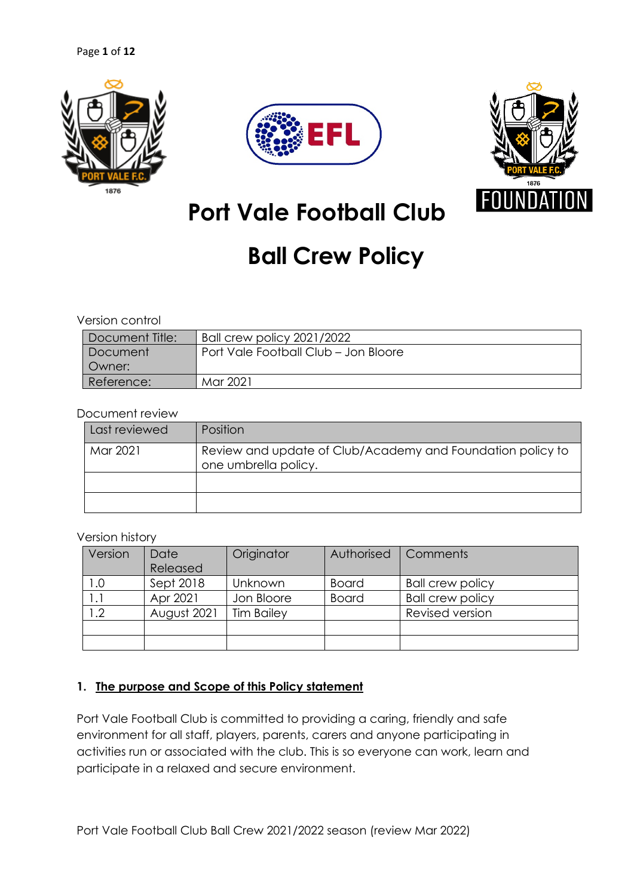# Port Vale Football Club

# Ball Crew Policy

Version control

| Document Title: | Ball crew policy 2021/2022 |
|---|---|
| Document Owner: | Port Vale Football Club – Jon Bloore |
| Reference: | Mar 2021 |

Document review

| Last reviewed | Position |
|---|---|
| Mar 2021 | Review and update of Club/Academy and Foundation policy to one umbrella policy. |
| | |
| | |

Version history

| Version | Date Released | Originator | Authorised | Comments |
|---|---|---|---|---|
| 1.0 | Sept 2018 | Unknown | Board | Ball crew policy |
| 1.1 | Apr 2021 | Jon Bloore | Board | Ball crew policy |
| 1.2 | August 2021 | Tim Bailey | | Revised version |
| | | | | |
| | | | | |

## 1. The purpose and Scope of this Policy statement

Port Vale Football Club is committed to providing a caring, friendly and safe environment for all staff, players, parents, carers and anyone participating in activities run or associated with the club. This is so everyone can work, learn and participate in a relaxed and secure environment.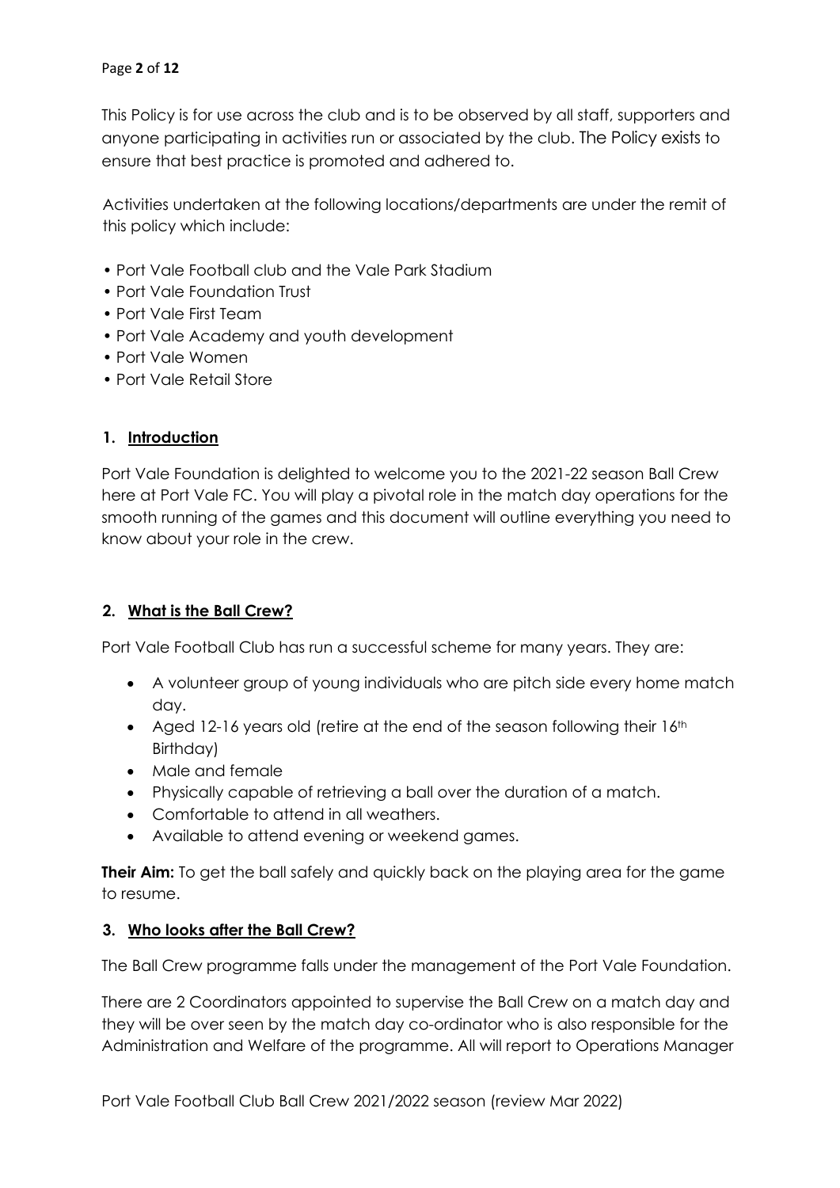This Policy is for use across the club and is to be observed by all staff, supporters and anyone participating in activities run or associated by the club. The Policy exists to ensure that best practice is promoted and adhered to.

Activities undertaken at the following locations/departments are under the remit of this policy which include:

- Port Vale Football club and the Vale Park Stadium
- Port Vale Foundation Trust
- Port Vale First Team
- Port Vale Academy and youth development
- Port Vale Women
- Port Vale Retail Store

## 1. Introduction

Port Vale Foundation is delighted to welcome you to the 2021-22 season Ball Crew here at Port Vale FC. You will play a pivotal role in the match day operations for the smooth running of the games and this document will outline everything you need to know about your role in the crew.

## 2. What is the Ball Crew?

Port Vale Football Club has run a successful scheme for many years. They are:

- A volunteer group of young individuals who are pitch side every home match day.
- Aged 12-16 years old (retire at the end of the season following their 16th Birthday)
- Male and female
- Physically capable of retrieving a ball over the duration of a match.
- Comfortable to attend in all weathers.
- Available to attend evening or weekend games.

**Their Aim:** To get the ball safely and quickly back on the playing area for the game to resume.

## 3. Who looks after the Ball Crew?

The Ball Crew programme falls under the management of the Port Vale Foundation.

There are 2 Coordinators appointed to supervise the Ball Crew on a match day and they will be over seen by the match day co-ordinator who is also responsible for the Administration and Welfare of the programme. All will report to Operations Manager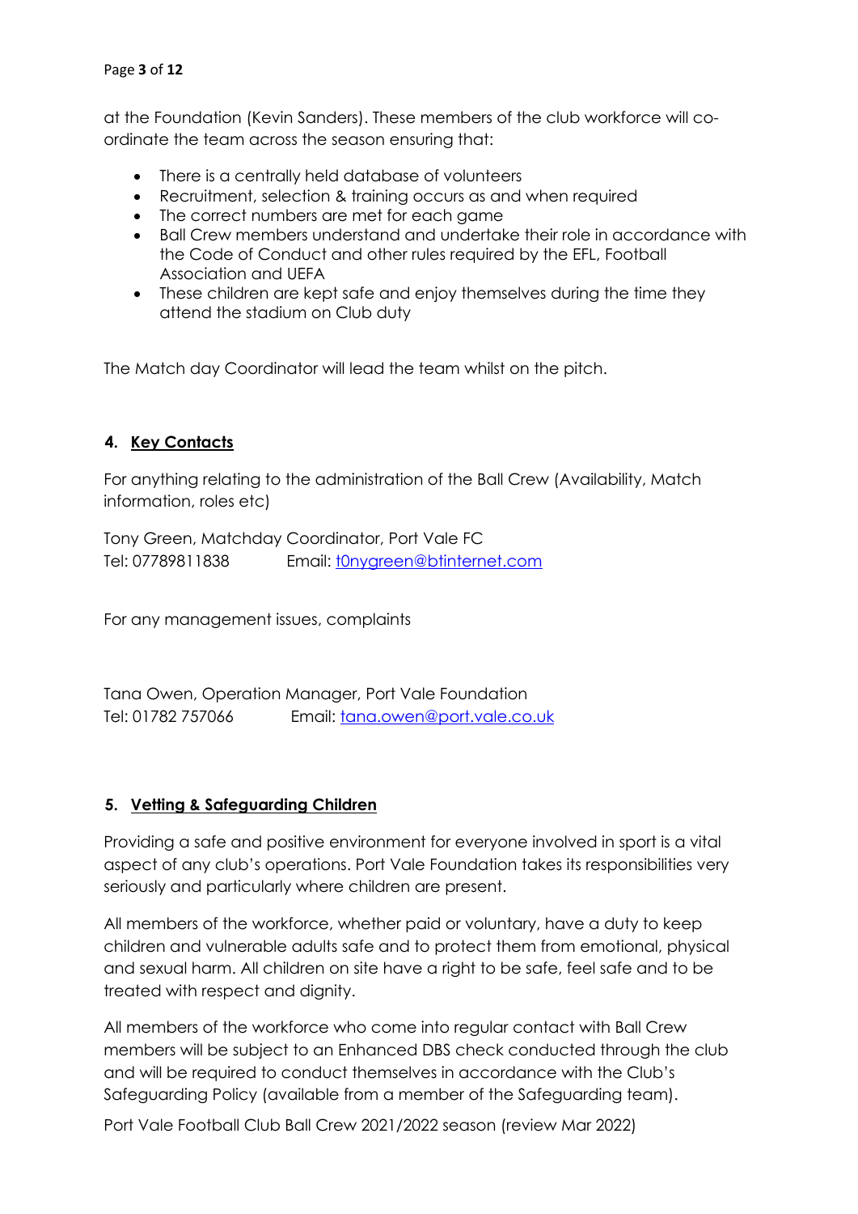at the Foundation (Kevin Sanders). These members of the club workforce will co-ordinate the team across the season ensuring that:

- There is a centrally held database of volunteers
- Recruitment, selection & training occurs as and when required
- The correct numbers are met for each game
- Ball Crew members understand and undertake their role in accordance with the Code of Conduct and other rules required by the EFL, Football Association and UEFA
- These children are kept safe and enjoy themselves during the time they attend the stadium on Club duty

The Match day Coordinator will lead the team whilst on the pitch.

## 4. Key Contacts

For anything relating to the administration of the Ball Crew (Availability, Match information, roles etc)

Tony Green, Matchday Coordinator, Port Vale FC
Tel: 07789811838     Email: t0nygreen@btinternet.com

For any management issues, complaints

Tana Owen, Operation Manager, Port Vale Foundation
Tel: 01782 757066     Email: tana.owen@port.vale.co.uk

## 5. Vetting & Safeguarding Children

Providing a safe and positive environment for everyone involved in sport is a vital aspect of any club's operations. Port Vale Foundation takes its responsibilities very seriously and particularly where children are present.

All members of the workforce, whether paid or voluntary, have a duty to keep children and vulnerable adults safe and to protect them from emotional, physical and sexual harm. All children on site have a right to be safe, feel safe and to be treated with respect and dignity.

All members of the workforce who come into regular contact with Ball Crew members will be subject to an Enhanced DBS check conducted through the club and will be required to conduct themselves in accordance with the Club's Safeguarding Policy (available from a member of the Safeguarding team).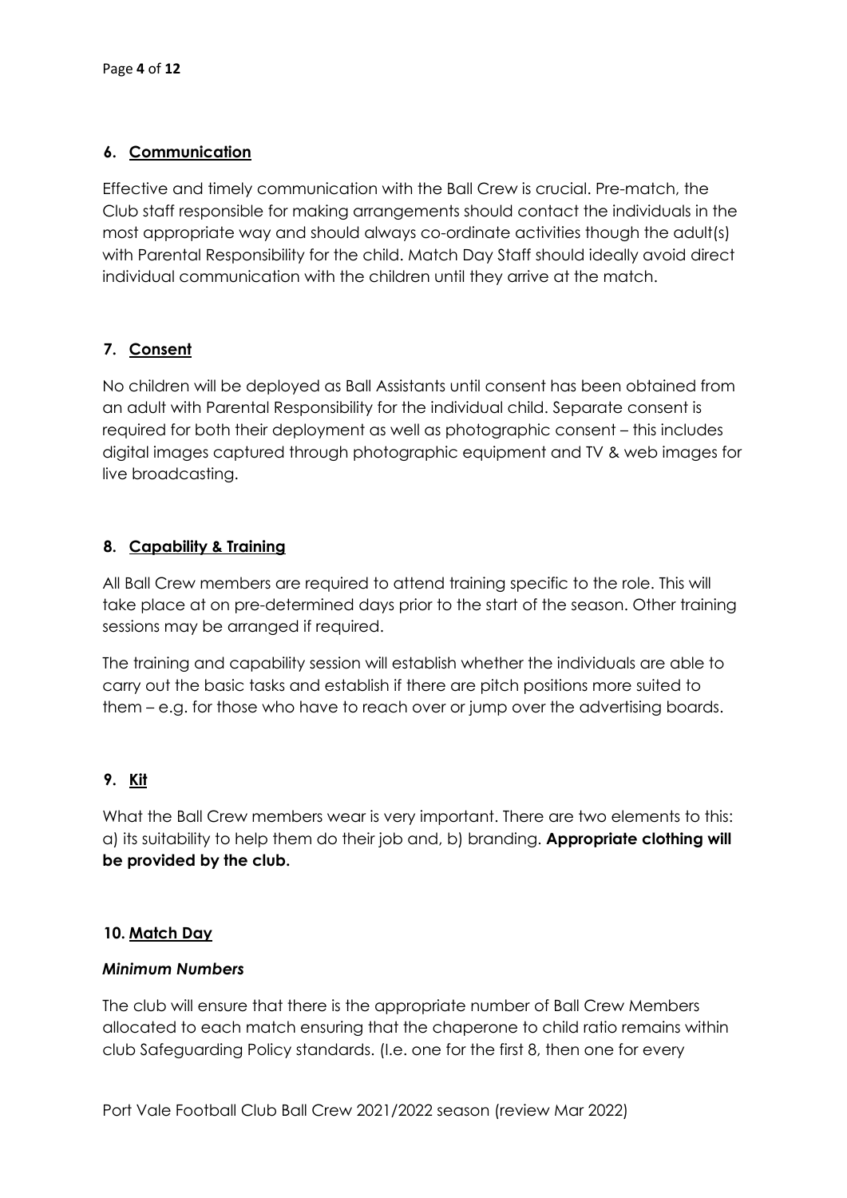## 6. Communication

Effective and timely communication with the Ball Crew is crucial. Pre-match, the Club staff responsible for making arrangements should contact the individuals in the most appropriate way and should always co-ordinate activities though the adult(s) with Parental Responsibility for the child. Match Day Staff should ideally avoid direct individual communication with the children until they arrive at the match.

## 7. Consent

No children will be deployed as Ball Assistants until consent has been obtained from an adult with Parental Responsibility for the individual child. Separate consent is required for both their deployment as well as photographic consent – this includes digital images captured through photographic equipment and TV & web images for live broadcasting.

## 8. Capability & Training

All Ball Crew members are required to attend training specific to the role. This will take place at on pre-determined days prior to the start of the season. Other training sessions may be arranged if required.

The training and capability session will establish whether the individuals are able to carry out the basic tasks and establish if there are pitch positions more suited to them – e.g. for those who have to reach over or jump over the advertising boards.

## 9. Kit

What the Ball Crew members wear is very important. There are two elements to this: a) its suitability to help them do their job and, b) branding. **Appropriate clothing will be provided by the club.**

## 10. Match Day

### *Minimum Numbers*

The club will ensure that there is the appropriate number of Ball Crew Members allocated to each match ensuring that the chaperone to child ratio remains within club Safeguarding Policy standards. (I.e. one for the first 8, then one for every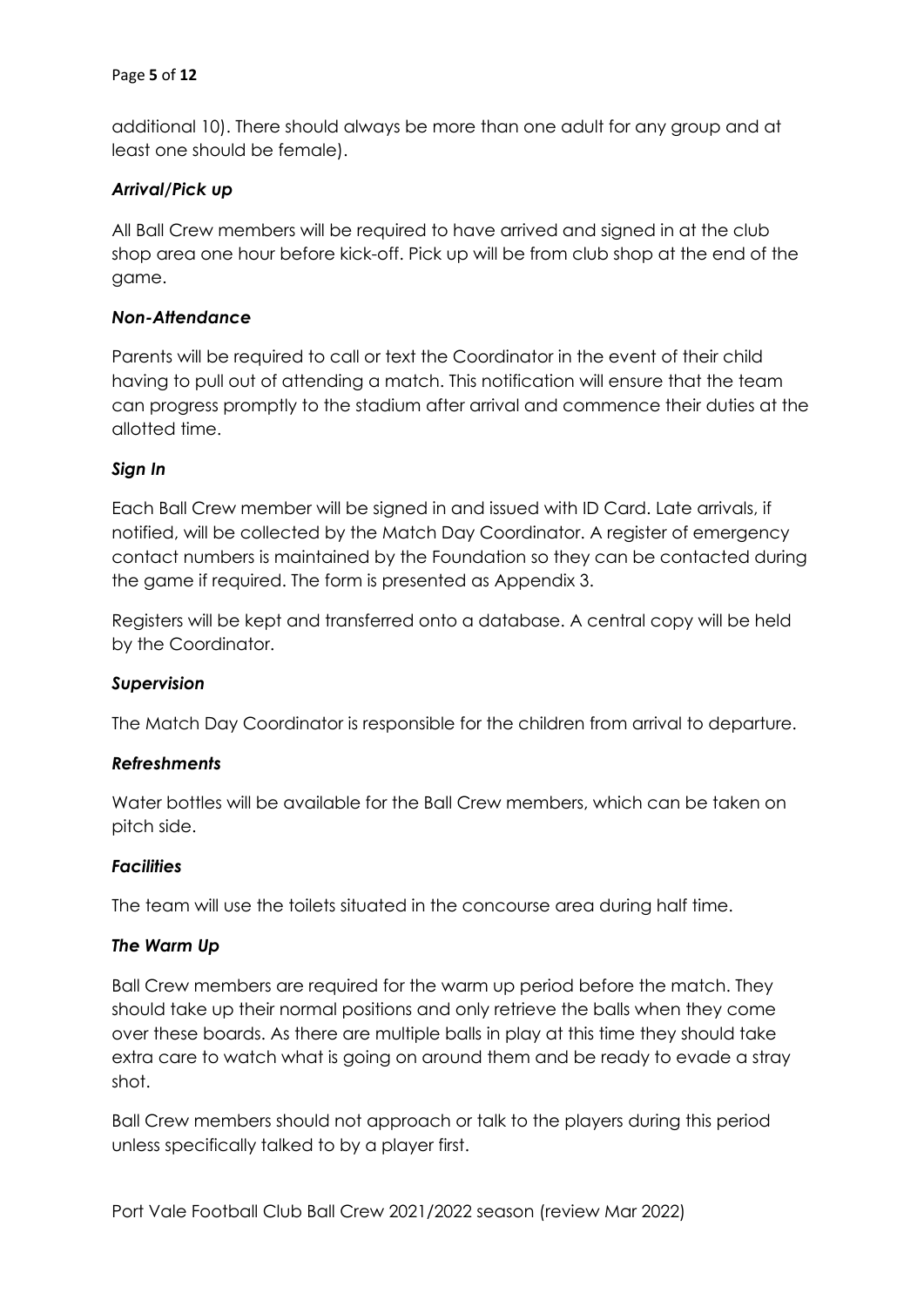additional 10). There should always be more than one adult for any group and at least one should be female).

### *Arrival/Pick up*

All Ball Crew members will be required to have arrived and signed in at the club shop area one hour before kick-off. Pick up will be from club shop at the end of the game.

### *Non-Attendance*

Parents will be required to call or text the Coordinator in the event of their child having to pull out of attending a match. This notification will ensure that the team can progress promptly to the stadium after arrival and commence their duties at the allotted time.

### *Sign In*

Each Ball Crew member will be signed in and issued with ID Card. Late arrivals, if notified, will be collected by the Match Day Coordinator. A register of emergency contact numbers is maintained by the Foundation so they can be contacted during the game if required. The form is presented as Appendix 3.

Registers will be kept and transferred onto a database. A central copy will be held by the Coordinator.

### *Supervision*

The Match Day Coordinator is responsible for the children from arrival to departure.

### *Refreshments*

Water bottles will be available for the Ball Crew members, which can be taken on pitch side.

### *Facilities*

The team will use the toilets situated in the concourse area during half time.

### *The Warm Up*

Ball Crew members are required for the warm up period before the match. They should take up their normal positions and only retrieve the balls when they come over these boards. As there are multiple balls in play at this time they should take extra care to watch what is going on around them and be ready to evade a stray shot.

Ball Crew members should not approach or talk to the players during this period unless specifically talked to by a player first.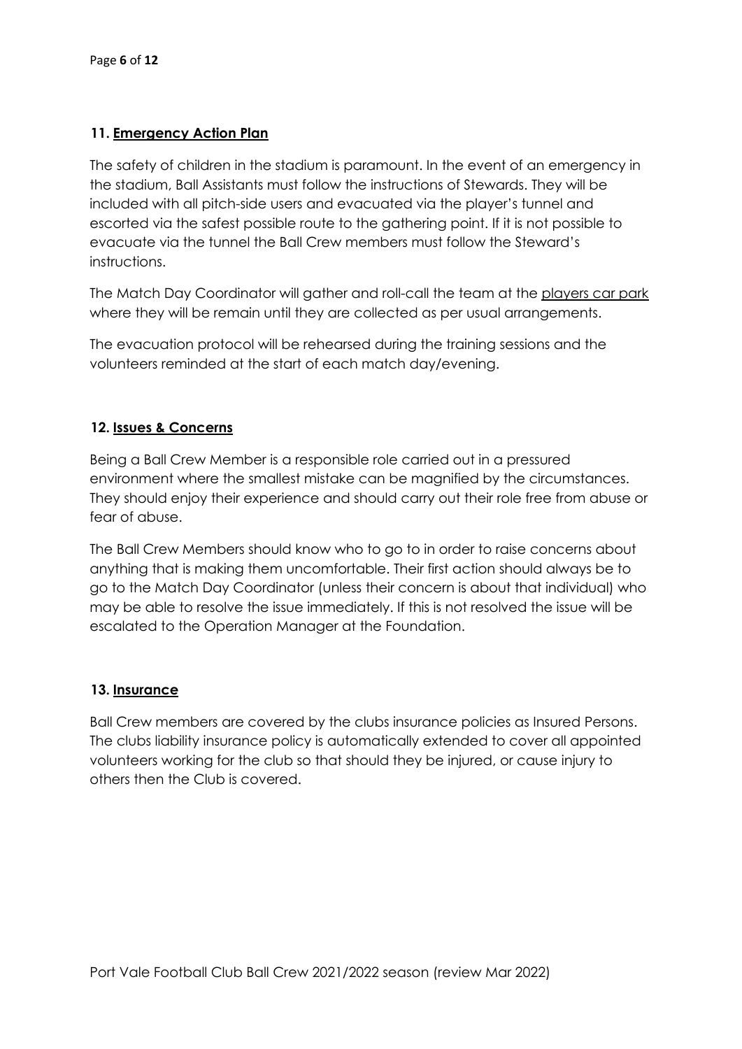## 11. Emergency Action Plan

The safety of children in the stadium is paramount. In the event of an emergency in the stadium, Ball Assistants must follow the instructions of Stewards. They will be included with all pitch-side users and evacuated via the player's tunnel and escorted via the safest possible route to the gathering point. If it is not possible to evacuate via the tunnel the Ball Crew members must follow the Steward's instructions.

The Match Day Coordinator will gather and roll-call the team at the players car park where they will be remain until they are collected as per usual arrangements.

The evacuation protocol will be rehearsed during the training sessions and the volunteers reminded at the start of each match day/evening.

## 12. Issues & Concerns

Being a Ball Crew Member is a responsible role carried out in a pressured environment where the smallest mistake can be magnified by the circumstances. They should enjoy their experience and should carry out their role free from abuse or fear of abuse.

The Ball Crew Members should know who to go to in order to raise concerns about anything that is making them uncomfortable. Their first action should always be to go to the Match Day Coordinator (unless their concern is about that individual) who may be able to resolve the issue immediately. If this is not resolved the issue will be escalated to the Operation Manager at the Foundation.

## 13. Insurance

Ball Crew members are covered by the clubs insurance policies as Insured Persons. The clubs liability insurance policy is automatically extended to cover all appointed volunteers working for the club so that should they be injured, or cause injury to others then the Club is covered.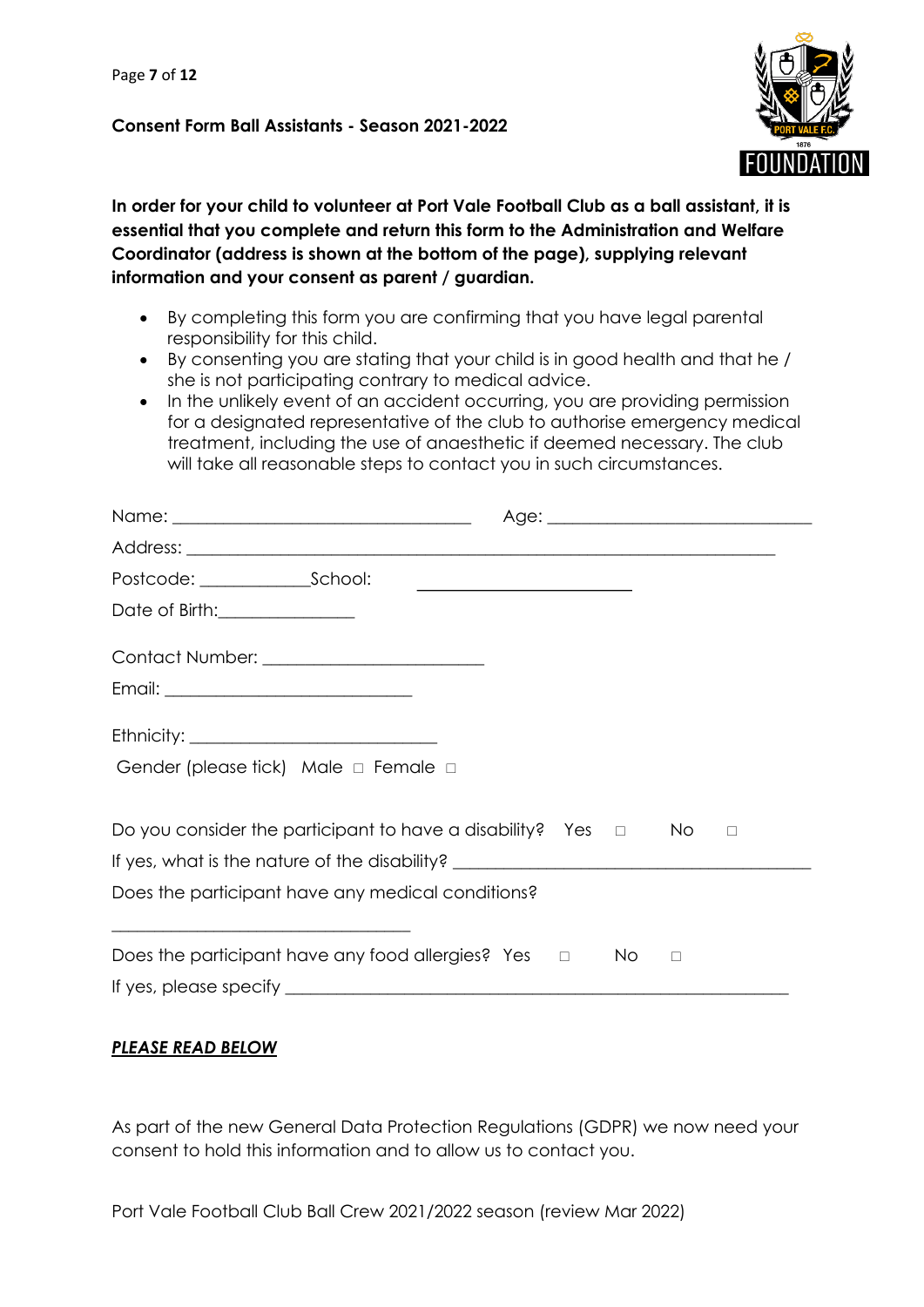**Consent Form Ball Assistants - Season 2021-2022**

**In order for your child to volunteer at Port Vale Football Club as a ball assistant, it is essential that you complete and return this form to the Administration and Welfare Coordinator (address is shown at the bottom of the page), supplying relevant information and your consent as parent / guardian.**

- By completing this form you are confirming that you have legal parental responsibility for this child.
- By consenting you are stating that your child is in good health and that he / she is not participating contrary to medical advice.
- In the unlikely event of an accident occurring, you are providing permission for a designated representative of the club to authorise emergency medical treatment, including the use of anaesthetic if deemed necessary. The club will take all reasonable steps to contact you in such circumstances.

Name: ______________________________ Age: ______________________________

Address: ______________________________________________________________

Postcode: ____________School: ______________________

Date of Birth:_______________

Contact Number: ________________________

Email: ___________________________

Ethnicity: ___________________________

Gender (please tick) Male □ Female □

Do you consider the participant to have a disability? Yes □ No □

If yes, what is the nature of the disability? ______________________________________

Does the participant have any medical conditions?

_________________________________

Does the participant have any food allergies? Yes □ No □

If yes, please specify _______________________________________________________

***PLEASE READ BELOW***

As part of the new General Data Protection Regulations (GDPR) we now need your consent to hold this information and to allow us to contact you.

Port Vale Football Club Ball Crew 2021/2022 season (review Mar 2022)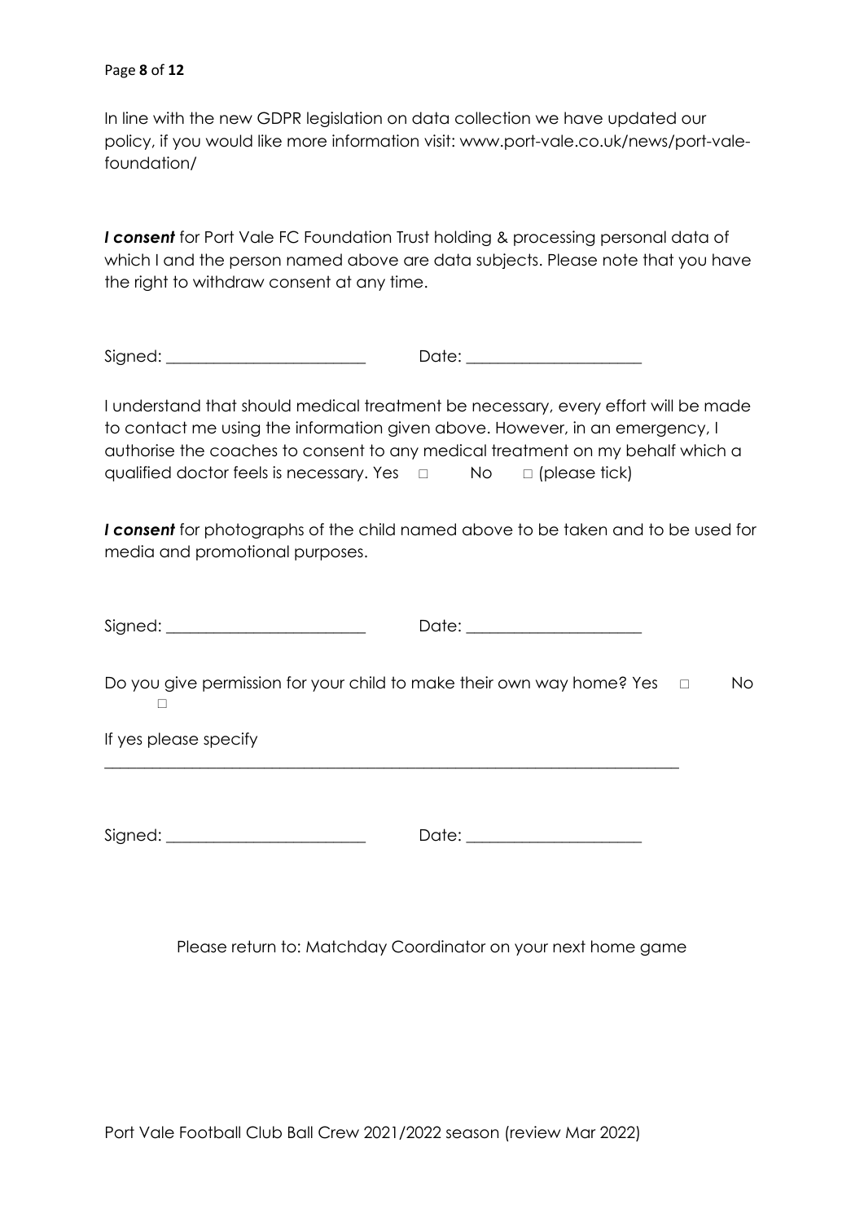In line with the new GDPR legislation on data collection we have updated our policy, if you would like more information visit: www.port-vale.co.uk/news/port-vale-foundation/

***I consent*** for Port Vale FC Foundation Trust holding & processing personal data of which I and the person named above are data subjects. Please note that you have the right to withdraw consent at any time.

Signed: ________________________ Date: _____________________

I understand that should medical treatment be necessary, every effort will be made to contact me using the information given above. However, in an emergency, I authorise the coaches to consent to any medical treatment on my behalf which a qualified doctor feels is necessary. Yes □ No □ (please tick)

***I consent*** for photographs of the child named above to be taken and to be used for media and promotional purposes.

Signed: ________________________ Date: _____________________

Do you give permission for your child to make their own way home? Yes □ No □

If yes please specify

_______________________________________________________________________

Signed: ________________________ Date: _____________________

Please return to: Matchday Coordinator on your next home game

Port Vale Football Club Ball Crew 2021/2022 season (review Mar 2022)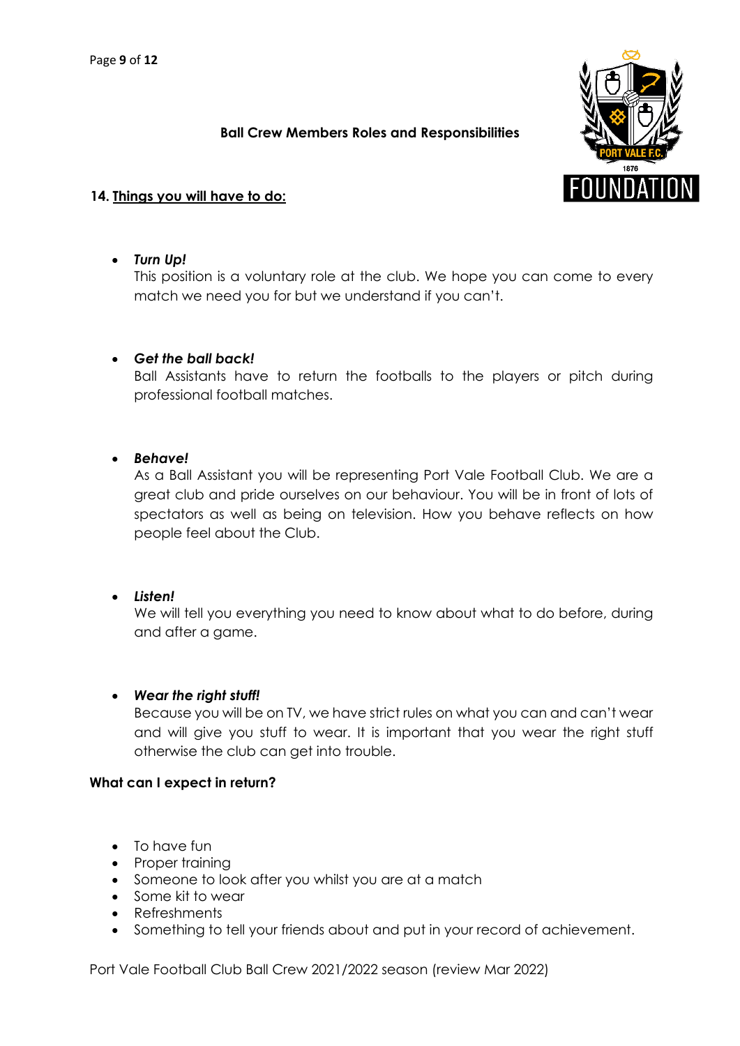## Ball Crew Members Roles and Responsibilities

### 14. Things you will have to do:

- ***Turn Up!***
  This position is a voluntary role at the club. We hope you can come to every match we need you for but we understand if you can't.

- ***Get the ball back!***
  Ball Assistants have to return the footballs to the players or pitch during professional football matches.

- ***Behave!***
  As a Ball Assistant you will be representing Port Vale Football Club. We are a great club and pride ourselves on our behaviour. You will be in front of lots of spectators as well as being on television. How you behave reflects on how people feel about the Club.

- ***Listen!***
  We will tell you everything you need to know about what to do before, during and after a game.

- ***Wear the right stuff!***
  Because you will be on TV, we have strict rules on what you can and can't wear and will give you stuff to wear. It is important that you wear the right stuff otherwise the club can get into trouble.

**What can I expect in return?**

- To have fun
- Proper training
- Someone to look after you whilst you are at a match
- Some kit to wear
- Refreshments
- Something to tell your friends about and put in your record of achievement.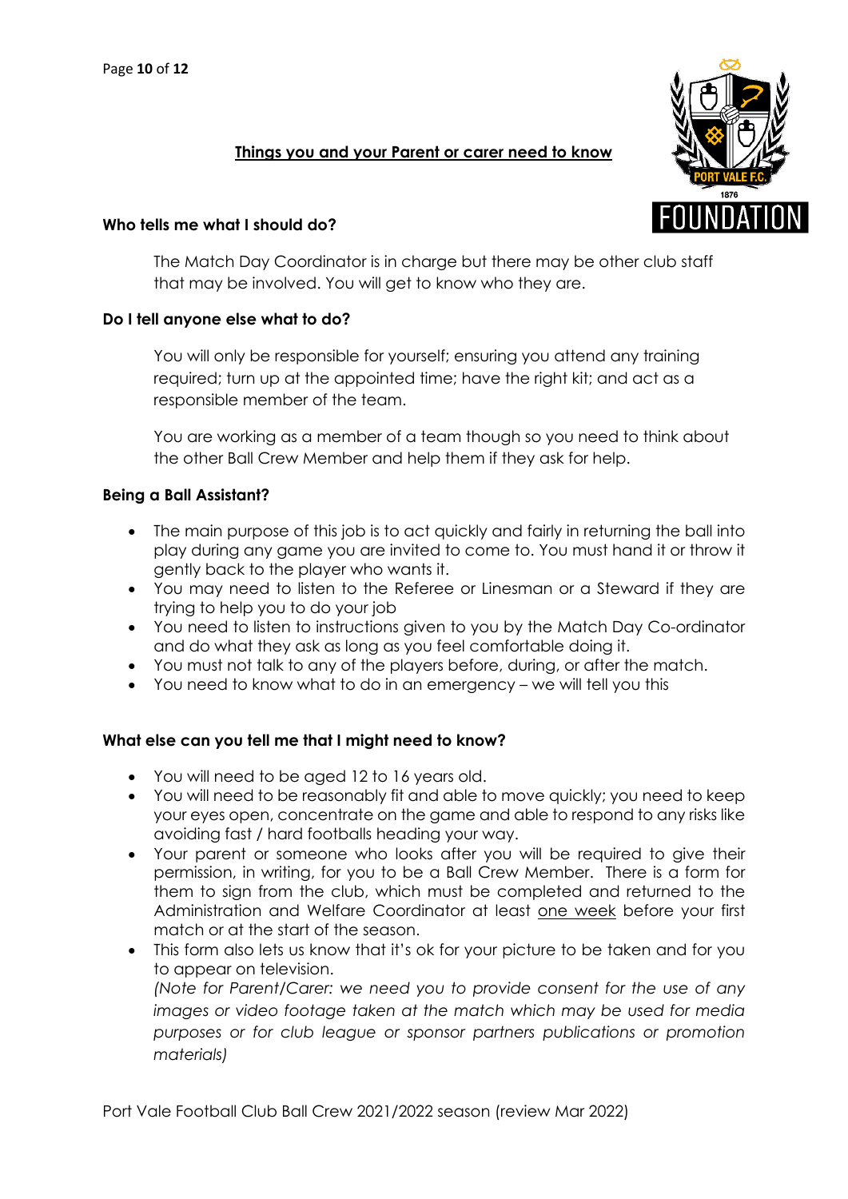## Things you and your Parent or carer need to know

**Who tells me what I should do?**

The Match Day Coordinator is in charge but there may be other club staff that may be involved. You will get to know who they are.

**Do I tell anyone else what to do?**

You will only be responsible for yourself; ensuring you attend any training required; turn up at the appointed time; have the right kit; and act as a responsible member of the team.

You are working as a member of a team though so you need to think about the other Ball Crew Member and help them if they ask for help.

**Being a Ball Assistant?**

- The main purpose of this job is to act quickly and fairly in returning the ball into play during any game you are invited to come to. You must hand it or throw it gently back to the player who wants it.
- You may need to listen to the Referee or Linesman or a Steward if they are trying to help you to do your job
- You need to listen to instructions given to you by the Match Day Co-ordinator and do what they ask as long as you feel comfortable doing it.
- You must not talk to any of the players before, during, or after the match.
- You need to know what to do in an emergency – we will tell you this

**What else can you tell me that I might need to know?**

- You will need to be aged 12 to 16 years old.
- You will need to be reasonably fit and able to move quickly; you need to keep your eyes open, concentrate on the game and able to respond to any risks like avoiding fast / hard footballs heading your way.
- Your parent or someone who looks after you will be required to give their permission, in writing, for you to be a Ball Crew Member. There is a form for them to sign from the club, which must be completed and returned to the Administration and Welfare Coordinator at least one week before your first match or at the start of the season.
- This form also lets us know that it's ok for your picture to be taken and for you to appear on television.
  *(Note for Parent/Carer: we need you to provide consent for the use of any images or video footage taken at the match which may be used for media purposes or for club league or sponsor partners publications or promotion materials)*

Port Vale Football Club Ball Crew 2021/2022 season (review Mar 2022)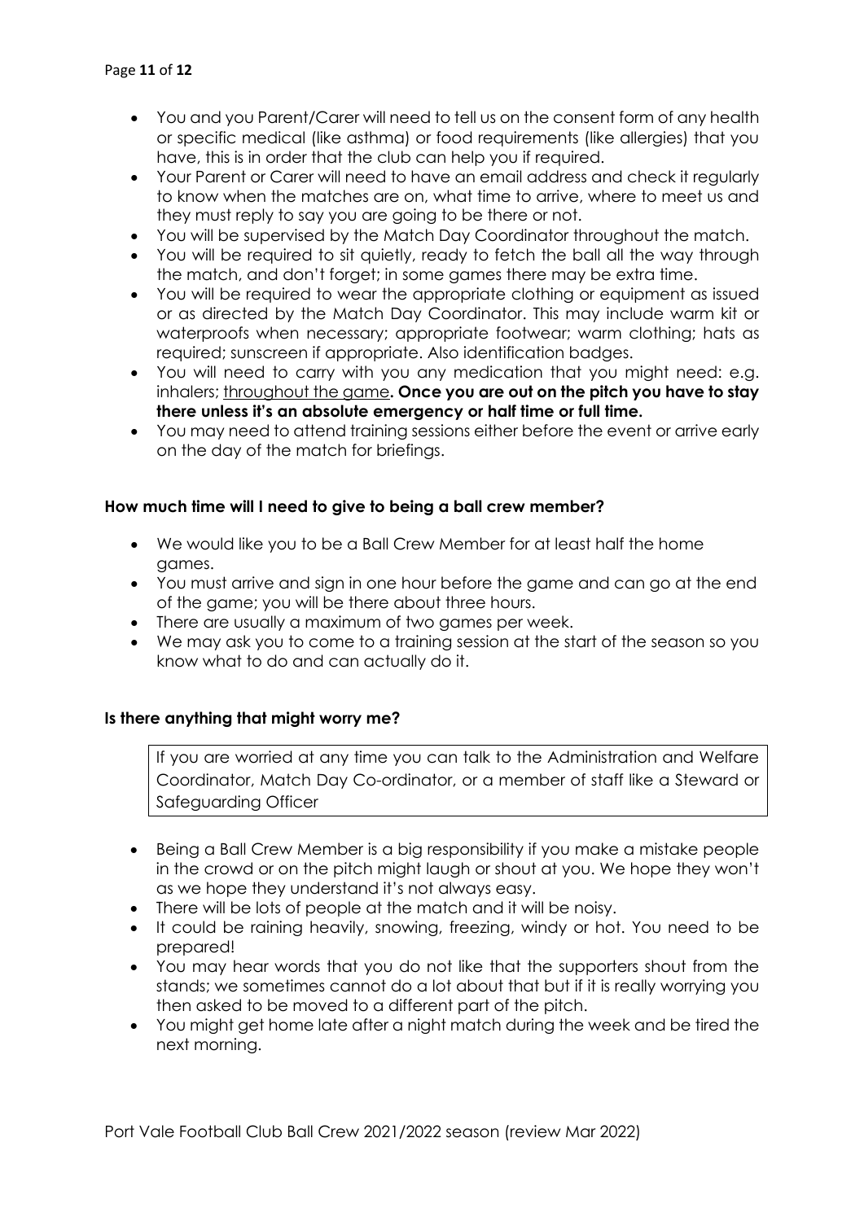- You and you Parent/Carer will need to tell us on the consent form of any health or specific medical (like asthma) or food requirements (like allergies) that you have, this is in order that the club can help you if required.
- Your Parent or Carer will need to have an email address and check it regularly to know when the matches are on, what time to arrive, where to meet us and they must reply to say you are going to be there or not.
- You will be supervised by the Match Day Coordinator throughout the match.
- You will be required to sit quietly, ready to fetch the ball all the way through the match, and don't forget; in some games there may be extra time.
- You will be required to wear the appropriate clothing or equipment as issued or as directed by the Match Day Coordinator. This may include warm kit or waterproofs when necessary; appropriate footwear; warm clothing; hats as required; sunscreen if appropriate. Also identification badges.
- You will need to carry with you any medication that you might need: e.g. inhalers; throughout the game**. Once you are out on the pitch you have to stay there unless it's an absolute emergency or half time or full time.**
- You may need to attend training sessions either before the event or arrive early on the day of the match for briefings.

**How much time will I need to give to being a ball crew member?**

- We would like you to be a Ball Crew Member for at least half the home games.
- You must arrive and sign in one hour before the game and can go at the end of the game; you will be there about three hours.
- There are usually a maximum of two games per week.
- We may ask you to come to a training session at the start of the season so you know what to do and can actually do it.

**Is there anything that might worry me?**

If you are worried at any time you can talk to the Administration and Welfare Coordinator, Match Day Co-ordinator, or a member of staff like a Steward or Safeguarding Officer

- Being a Ball Crew Member is a big responsibility if you make a mistake people in the crowd or on the pitch might laugh or shout at you. We hope they won't as we hope they understand it's not always easy.
- There will be lots of people at the match and it will be noisy.
- It could be raining heavily, snowing, freezing, windy or hot. You need to be prepared!
- You may hear words that you do not like that the supporters shout from the stands; we sometimes cannot do a lot about that but if it is really worrying you then asked to be moved to a different part of the pitch.
- You might get home late after a night match during the week and be tired the next morning.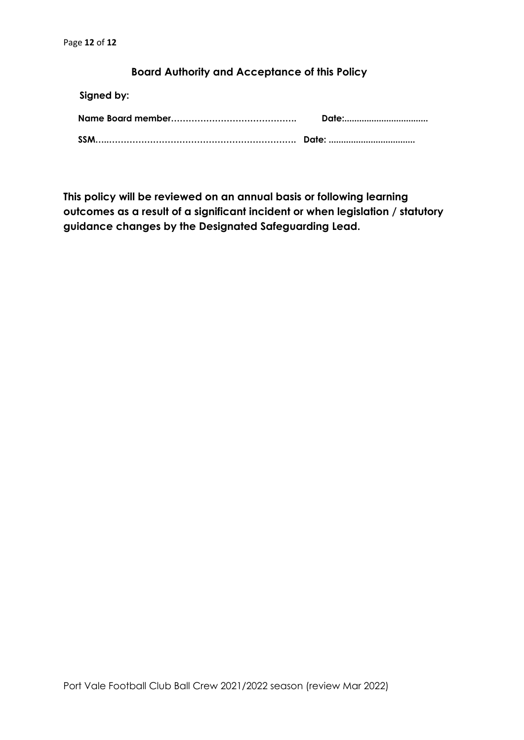## Board Authority and Acceptance of this Policy

**Signed by:**

**Name Board member……………………………………. Date:..................................**

**SSM…..………………………………………………………. Date: ..................................**

**This policy will be reviewed on an annual basis or following learning outcomes as a result of a significant incident or when legislation / statutory guidance changes by the Designated Safeguarding Lead.**